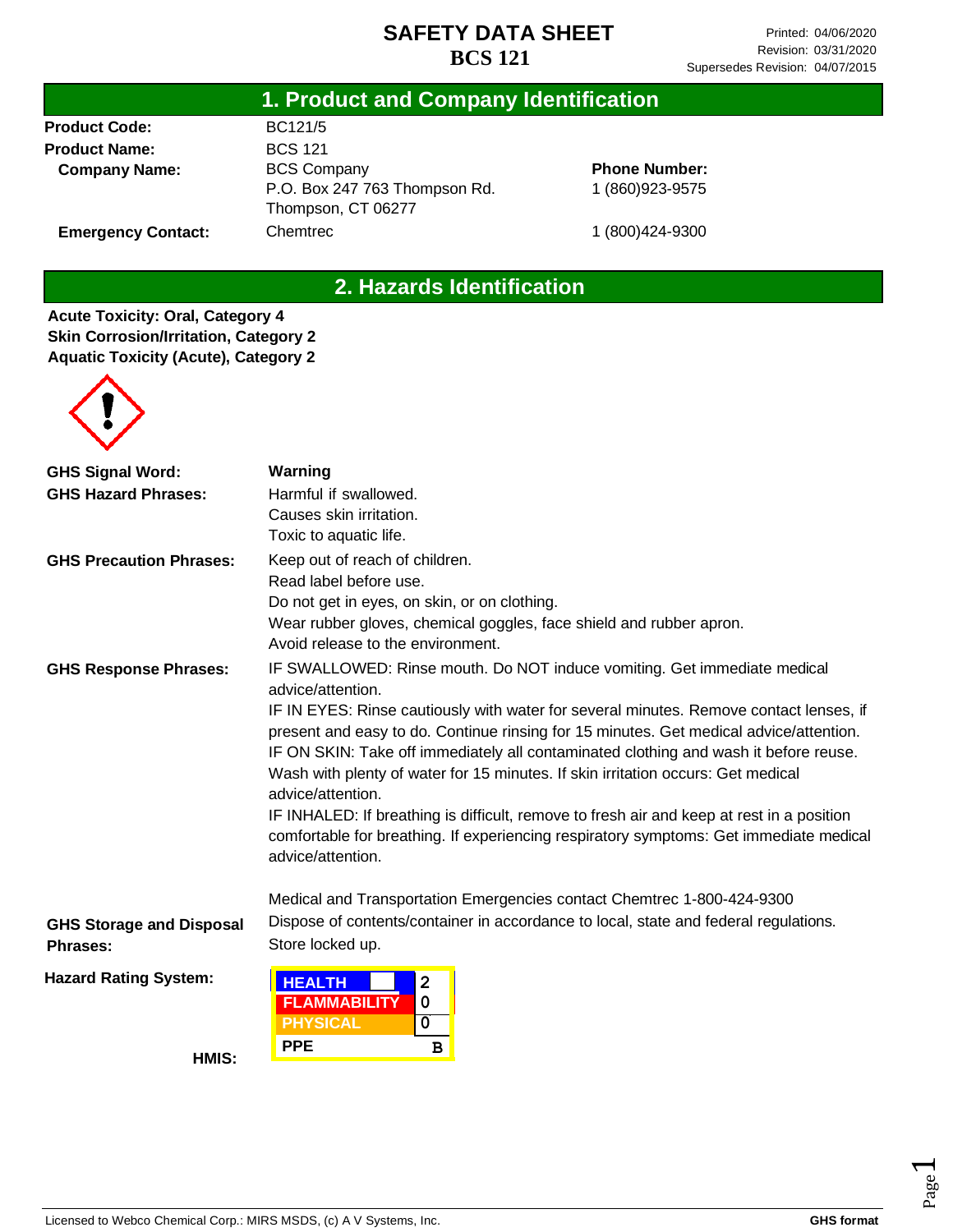# SAFETY DATA SHEET
# BCS 121

Printed: 04/06/2020
Revision: 03/31/2020
Supersedes Revision: 04/07/2015

## 1. Product and Company Identification

**Product Code:** BC121/5

**Product Name:** BCS 121

**Company Name:** BCS Company
P.O. Box 247 763 Thompson Rd.
Thompson, CT 06277

**Phone Number:** 1 (860)923-9575

**Emergency Contact:** Chemtrec 1 (800)424-9300

## 2. Hazards Identification

**Acute Toxicity: Oral, Category 4**
**Skin Corrosion/Irritation, Category 2**
**Aquatic Toxicity (Acute), Category 2**

**GHS Signal Word:** **Warning**

**GHS Hazard Phrases:**
Harmful if swallowed.
Causes skin irritation.
Toxic to aquatic life.

**GHS Precaution Phrases:**
Keep out of reach of children.
Read label before use.
Do not get in eyes, on skin, or on clothing.
Wear rubber gloves, chemical goggles, face shield and rubber apron.
Avoid release to the environment.

**GHS Response Phrases:**
IF SWALLOWED: Rinse mouth. Do NOT induce vomiting. Get immediate medical advice/attention.
IF IN EYES: Rinse cautiously with water for several minutes. Remove contact lenses, if present and easy to do. Continue rinsing for 15 minutes. Get medical advice/attention.
IF ON SKIN: Take off immediately all contaminated clothing and wash it before reuse. Wash with plenty of water for 15 minutes. If skin irritation occurs: Get medical advice/attention.
IF INHALED: If breathing is difficult, remove to fresh air and keep at rest in a position comfortable for breathing. If experiencing respiratory symptoms: Get immediate medical advice/attention.

Medical and Transportation Emergencies contact Chemtrec 1-800-424-9300

**GHS Storage and Disposal Phrases:**
Dispose of contents/container in accordance to local, state and federal regulations.
Store locked up.

**Hazard Rating System:**

**HMIS:**

| HMIS | Rating |
|---|---|
| HEALTH | 2 |
| FLAMMABILITY | 0 |
| PHYSICAL | 0 |
| PPE | B |

Licensed to Webco Chemical Corp.: MIRS MSDS, (c) A V Systems, Inc. GHS format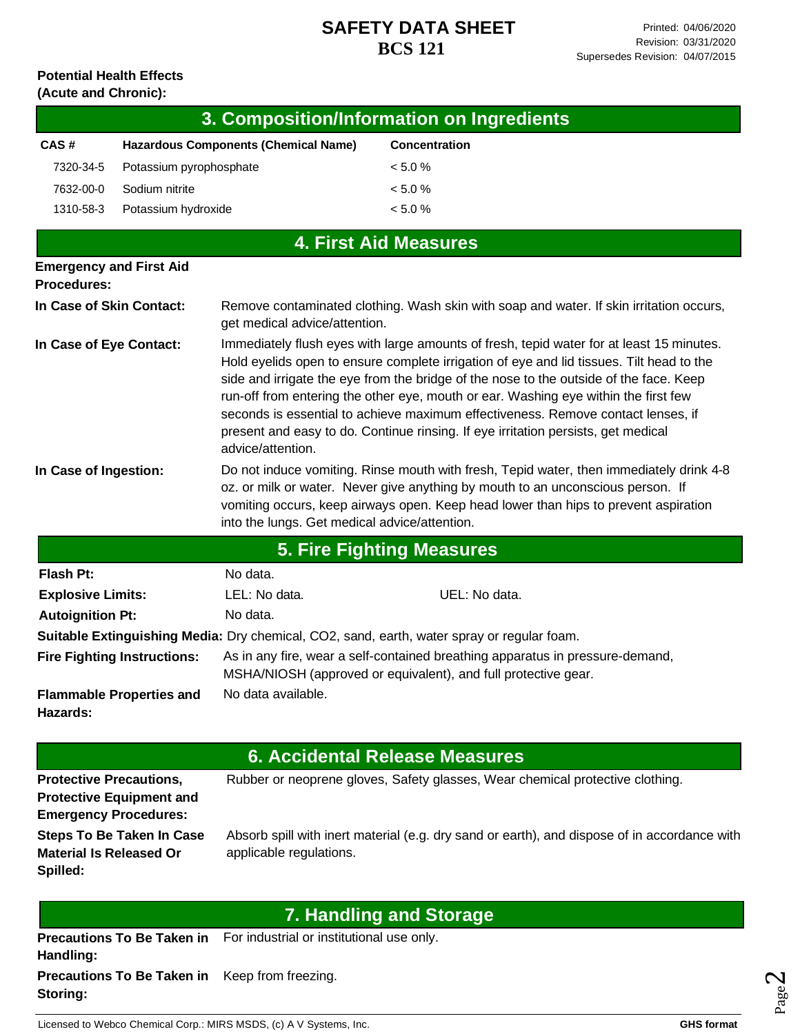**Potential Health Effects (Acute and Chronic):**

## 3. Composition/Information on Ingredients

| CAS # | Hazardous Components (Chemical Name) | Concentration |
|---|---|---|
| 7320-34-5 | Potassium pyrophosphate | < 5.0 % |
| 7632-00-0 | Sodium nitrite | < 5.0 % |
| 1310-58-3 | Potassium hydroxide | < 5.0 % |

## 4. First Aid Measures

**Emergency and First Aid Procedures:**

**In Case of Skin Contact:** Remove contaminated clothing. Wash skin with soap and water. If skin irritation occurs, get medical advice/attention.

**In Case of Eye Contact:** Immediately flush eyes with large amounts of fresh, tepid water for at least 15 minutes. Hold eyelids open to ensure complete irrigation of eye and lid tissues. Tilt head to the side and irrigate the eye from the bridge of the nose to the outside of the face. Keep run-off from entering the other eye, mouth or ear. Washing eye within the first few seconds is essential to achieve maximum effectiveness. Remove contact lenses, if present and easy to do. Continue rinsing. If eye irritation persists, get medical advice/attention.

**In Case of Ingestion:** Do not induce vomiting. Rinse mouth with fresh, Tepid water, then immediately drink 4-8 oz. or milk or water. Never give anything by mouth to an unconscious person. If vomiting occurs, keep airways open. Keep head lower than hips to prevent aspiration into the lungs. Get medical advice/attention.

## 5. Fire Fighting Measures

**Flash Pt:** No data.

**Explosive Limits:** LEL: No data. UEL: No data.

**Autoignition Pt:** No data.

**Suitable Extinguishing Media:** Dry chemical, CO2, sand, earth, water spray or regular foam.

**Fire Fighting Instructions:** As in any fire, wear a self-contained breathing apparatus in pressure-demand, MSHA/NIOSH (approved or equivalent), and full protective gear.

**Flammable Properties and Hazards:** No data available.

## 6. Accidental Release Measures

**Protective Precautions, Protective Equipment and Emergency Procedures:** Rubber or neoprene gloves, Safety glasses, Wear chemical protective clothing.

**Steps To Be Taken In Case Material Is Released Or Spilled:** Absorb spill with inert material (e.g. dry sand or earth), and dispose of in accordance with applicable regulations.

## 7. Handling and Storage

**Precautions To Be Taken in Handling:** For industrial or institutional use only.

**Precautions To Be Taken in Storing:** Keep from freezing.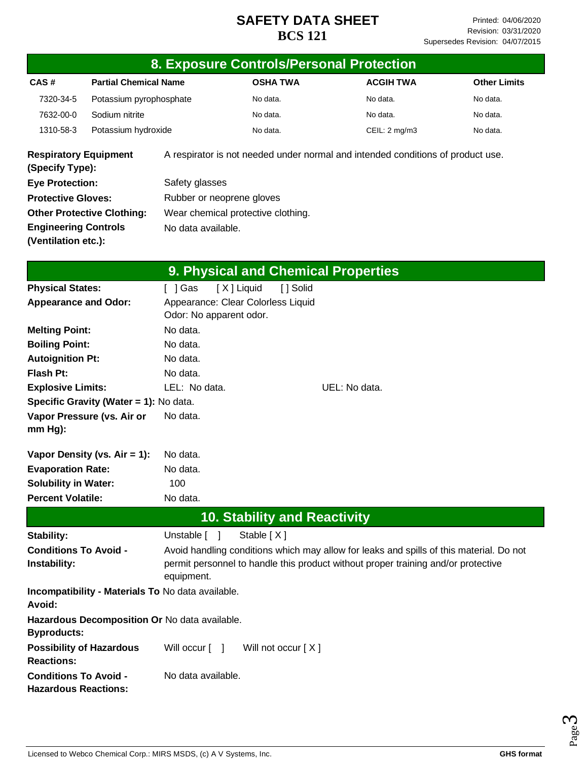# SAFETY DATA SHEET
## BCS 121

Printed: 04/06/2020
Revision: 03/31/2020
Supersedes Revision: 04/07/2015

## 8. Exposure Controls/Personal Protection

| CAS # | Partial Chemical Name | OSHA TWA | ACGIH TWA | Other Limits |
|---|---|---|---|---|
| 7320-34-5 | Potassium pyrophosphate | No data. | No data. | No data. |
| 7632-00-0 | Sodium nitrite | No data. | No data. | No data. |
| 1310-58-3 | Potassium hydroxide | No data. | CEIL: 2 mg/m3 | No data. |

**Respiratory Equipment (Specify Type):** A respirator is not needed under normal and intended conditions of product use.

**Eye Protection:** Safety glasses

**Protective Gloves:** Rubber or neoprene gloves

**Other Protective Clothing:** Wear chemical protective clothing.

**Engineering Controls (Ventilation etc.):** No data available.

## 9. Physical and Chemical Properties

**Physical States:** [ ] Gas [ X ] Liquid [ ] Solid

**Appearance and Odor:** Appearance: Clear Colorless Liquid
Odor: No apparent odor.

**Melting Point:** No data.

**Boiling Point:** No data.

**Autoignition Pt:** No data.

**Flash Pt:** No data.

**Explosive Limits:** LEL: No data. UEL: No data.

**Specific Gravity (Water = 1):** No data.

**Vapor Pressure (vs. Air or mm Hg):** No data.

**Vapor Density (vs. Air = 1):** No data.

**Evaporation Rate:** No data.

**Solubility in Water:** 100

**Percent Volatile:** No data.

## 10. Stability and Reactivity

**Stability:** Unstable [ ] Stable [ X ]

**Conditions To Avoid - Instability:** Avoid handling conditions which may allow for leaks and spills of this material. Do not permit personnel to handle this product without proper training and/or protective equipment.

**Incompatibility - Materials To Avoid:** No data available.

**Hazardous Decomposition Or Byproducts:** No data available.

**Possibility of Hazardous Reactions:** Will occur [ ] Will not occur [ X ]

**Conditions To Avoid - Hazardous Reactions:** No data available.

Licensed to Webco Chemical Corp.: MIRS MSDS, (c) A V Systems, Inc. **GHS format**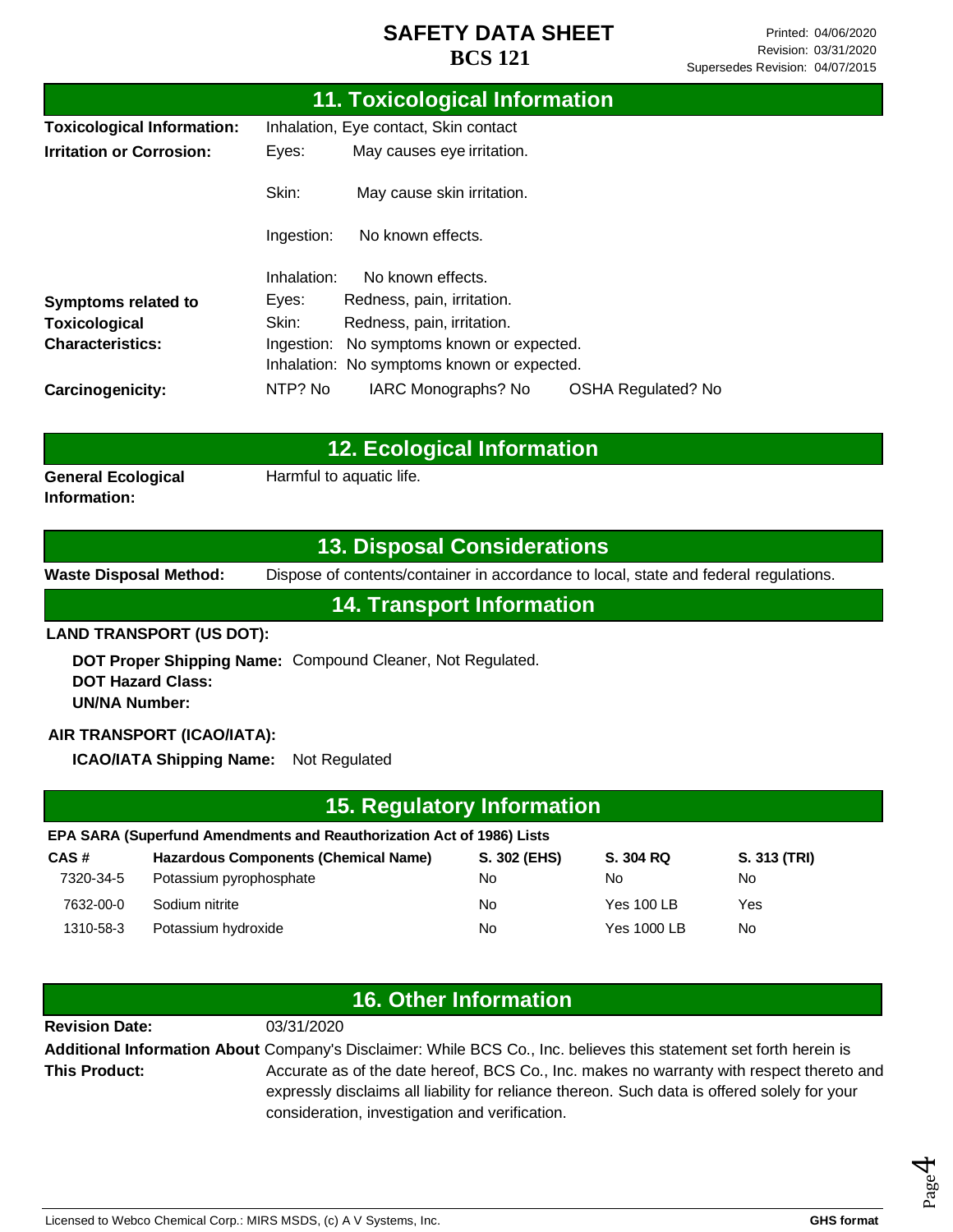# SAFETY DATA SHEET
# BCS 121

Printed: 04/06/2020
Revision: 03/31/2020
Supersedes Revision: 04/07/2015

## 11. Toxicological Information

**Toxicological Information:** Inhalation, Eye contact, Skin contact

**Irritation or Corrosion:**
- Eyes: May causes eye irritation.
- Skin: May cause skin irritation.
- Ingestion: No known effects.
- Inhalation: No known effects.

**Symptoms related to Toxicological Characteristics:**
- Eyes: Redness, pain, irritation.
- Skin: Redness, pain, irritation.
- Ingestion: No symptoms known or expected.
- Inhalation: No symptoms known or expected.

**Carcinogenicity:** NTP? No IARC Monographs? No OSHA Regulated? No

## 12. Ecological Information

**General Ecological Information:** Harmful to aquatic life.

## 13. Disposal Considerations

**Waste Disposal Method:** Dispose of contents/container in accordance to local, state and federal regulations.

## 14. Transport Information

**LAND TRANSPORT (US DOT):**

**DOT Proper Shipping Name:** Compound Cleaner, Not Regulated.
**DOT Hazard Class:**
**UN/NA Number:**

**AIR TRANSPORT (ICAO/IATA):**

**ICAO/IATA Shipping Name:** Not Regulated

## 15. Regulatory Information

**EPA SARA (Superfund Amendments and Reauthorization Act of 1986) Lists**

| CAS # | Hazardous Components (Chemical Name) | S. 302 (EHS) | S. 304 RQ | S. 313 (TRI) |
|---|---|---|---|---|
| 7320-34-5 | Potassium pyrophosphate | No | No | No |
| 7632-00-0 | Sodium nitrite | No | Yes 100 LB | Yes |
| 1310-58-3 | Potassium hydroxide | No | Yes 1000 LB | No |

## 16. Other Information

**Revision Date:** 03/31/2020

**Additional Information About This Product:** Company's Disclaimer: While BCS Co., Inc. believes this statement set forth herein is Accurate as of the date hereof, BCS Co., Inc. makes no warranty with respect thereto and expressly disclaims all liability for reliance thereon. Such data is offered solely for your consideration, investigation and verification.